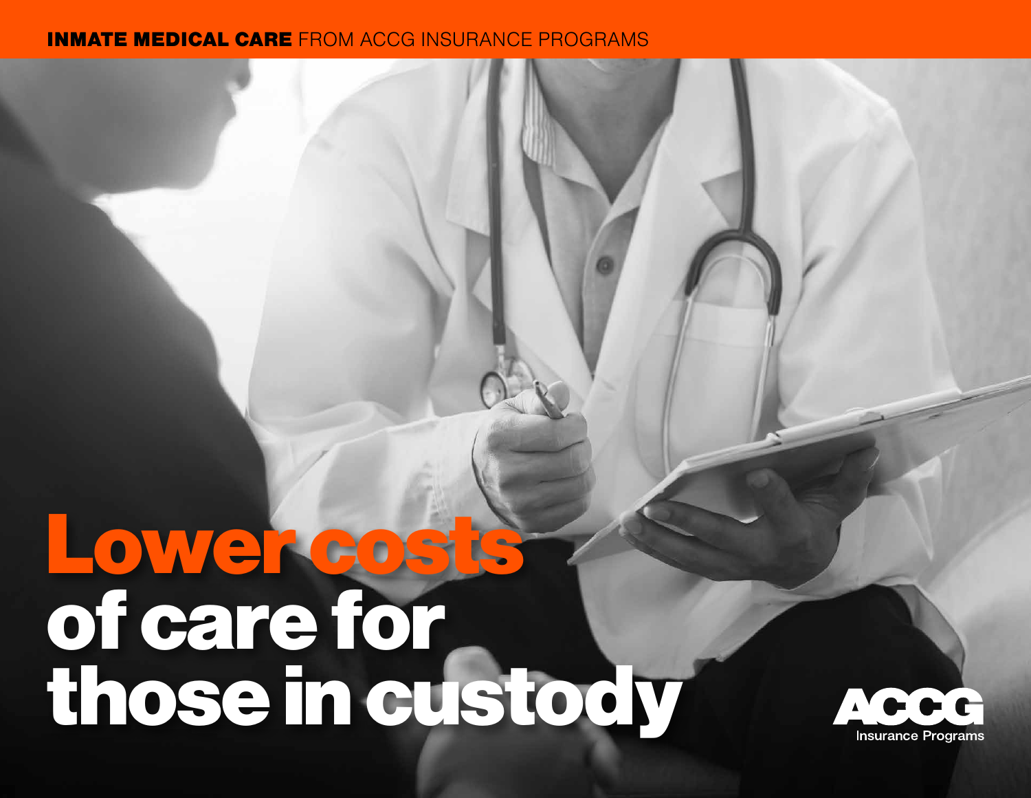**INMATE MEDICAL CARE** FROM ACCG INSURANCE PROGRAMS

# Lower costs of care for those in custody

ACCG Insurance Programs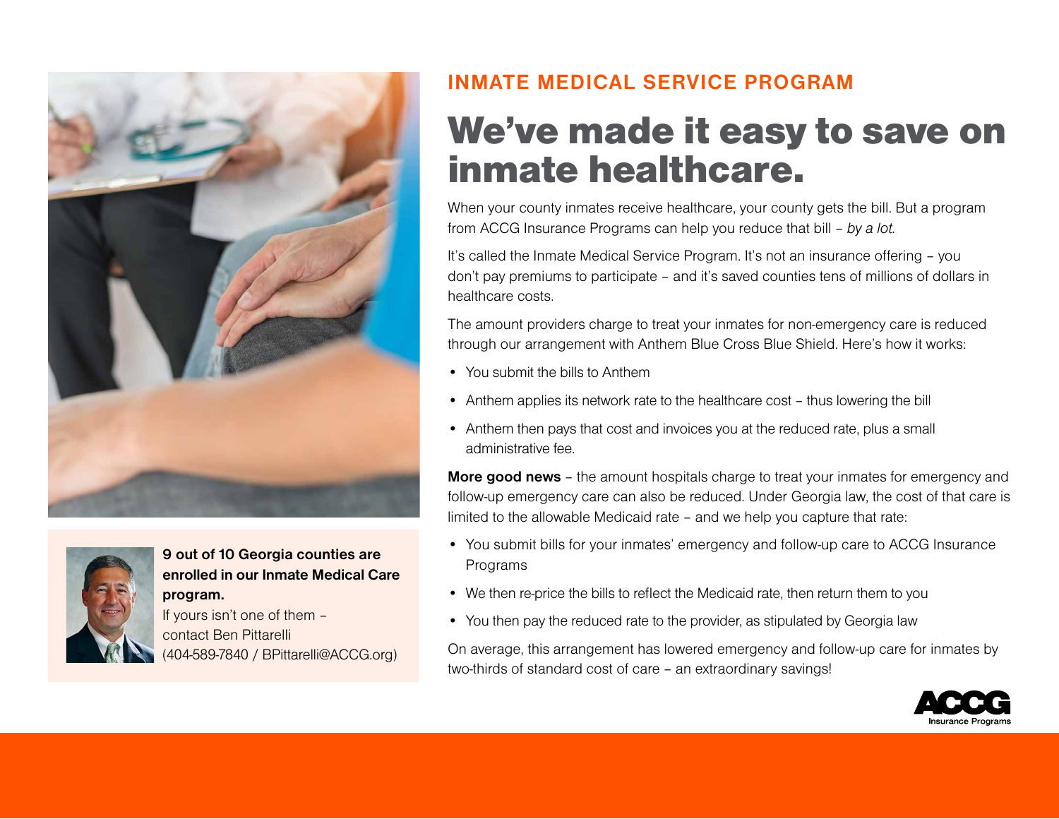INMATE MEDICAL SERVICE PROGRAM

# We've made it easy to save on inmate healthcare.

When your county inmates receive healthcare, your county gets the bill. But a program from ACCG Insurance Programs can help you reduce that bill – *by a lot*.

It's called the Inmate Medical Service Program. It's not an insurance offering – you don't pay premiums to participate – and it's saved counties tens of millions of dollars in healthcare costs.

The amount providers charge to treat your inmates for non-emergency care is reduced through our arrangement with Anthem Blue Cross Blue Shield. Here's how it works:

- You submit the bills to Anthem
- Anthem applies its network rate to the healthcare cost – thus lowering the bill
- Anthem then pays that cost and invoices you at the reduced rate, plus a small administrative fee.

**More good news** – the amount hospitals charge to treat your inmates for emergency and follow-up emergency care can also be reduced. Under Georgia law, the cost of that care is limited to the allowable Medicaid rate – and we help you capture that rate:

- You submit bills for your inmates' emergency and follow-up care to ACCG Insurance Programs
- We then re-price the bills to reflect the Medicaid rate, then return them to you
- You then pay the reduced rate to the provider, as stipulated by Georgia law

On average, this arrangement has lowered emergency and follow-up care for inmates by two-thirds of standard cost of care – an extraordinary savings!

**9 out of 10 Georgia counties are enrolled in our Inmate Medical Care program.**

If yours isn't one of them – contact Ben Pittarelli (404-589-7840 / BPittarelli@ACCG.org)

ACCG Insurance Programs